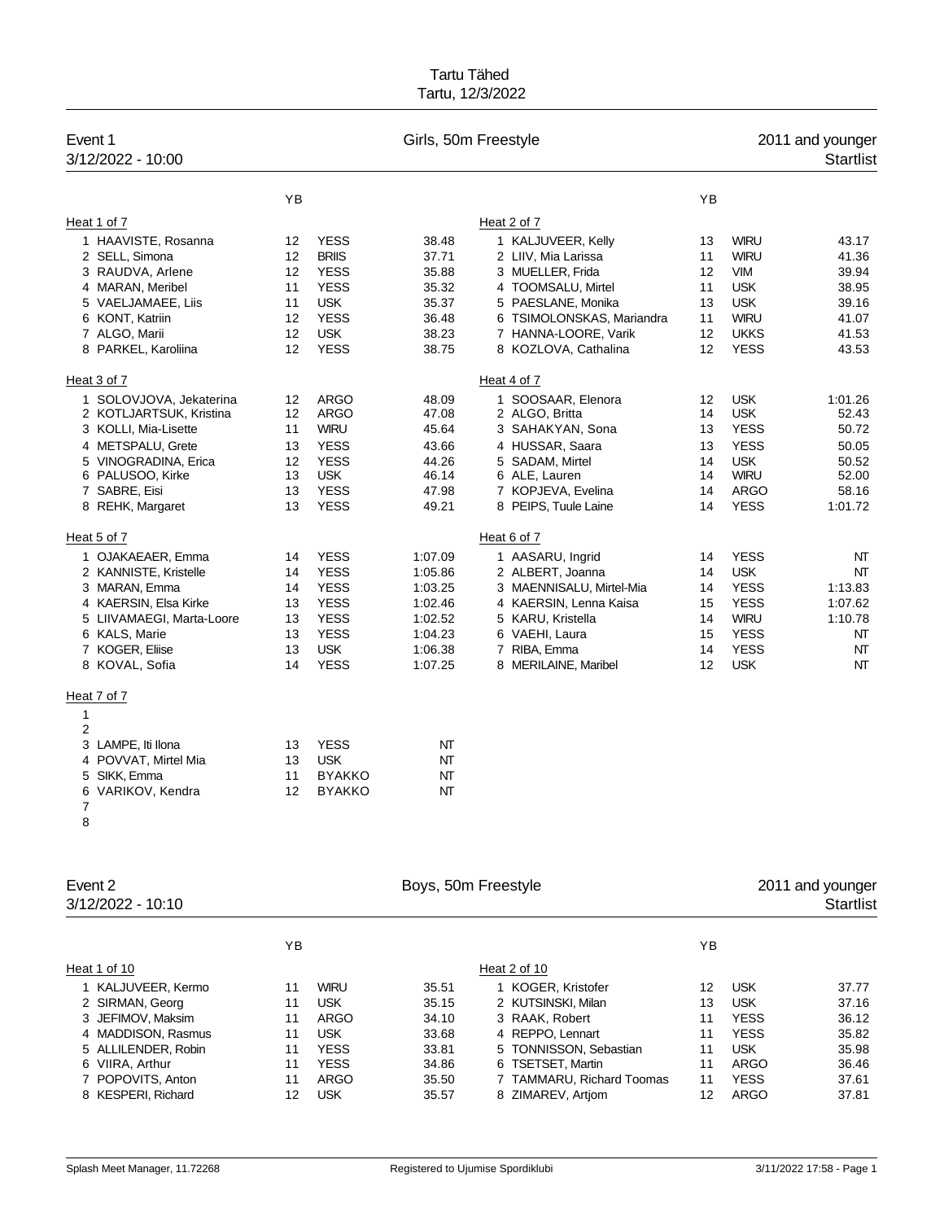# Tartu Tähed

Tartu, 12/3/2022

## Event 1 — Girls, 50m Freestyle — 2011 and younger

3/12/2022 - 10:00 — Startlist

### Heat 1 of 7

| Lane | Name | YB | Club | Time |
|---|---|---|---|---|
| 1 | HAAVISTE, Rosanna | 12 | YESS | 38.48 |
| 2 | SELL, Simona | 12 | BRIIS | 37.71 |
| 3 | RAUDVA, Arlene | 12 | YESS | 35.88 |
| 4 | MARAN, Meribel | 11 | YESS | 35.32 |
| 5 | VAELJAMAEE, Liis | 11 | USK | 35.37 |
| 6 | KONT, Katriin | 12 | YESS | 36.48 |
| 7 | ALGO, Marii | 12 | USK | 38.23 |
| 8 | PARKEL, Karoliina | 12 | YESS | 38.75 |

### Heat 2 of 7

| Lane | Name | YB | Club | Time |
|---|---|---|---|---|
| 1 | KALJUVEER, Kelly | 13 | WIRU | 43.17 |
| 2 | LIIV, Mia Larissa | 11 | WIRU | 41.36 |
| 3 | MUELLER, Frida | 12 | VIM | 39.94 |
| 4 | TOOMSALU, Mirtel | 11 | USK | 38.95 |
| 5 | PAESLANE, Monika | 13 | USK | 39.16 |
| 6 | TSIMOLONSKAS, Mariandra | 11 | WIRU | 41.07 |
| 7 | HANNA-LOORE, Varik | 12 | UKKS | 41.53 |
| 8 | KOZLOVA, Cathalina | 12 | YESS | 43.53 |

### Heat 3 of 7

| Lane | Name | YB | Club | Time |
|---|---|---|---|---|
| 1 | SOLOVJOVA, Jekaterina | 12 | ARGO | 48.09 |
| 2 | KOTLJARTSUK, Kristina | 12 | ARGO | 47.08 |
| 3 | KOLLI, Mia-Lisette | 11 | WIRU | 45.64 |
| 4 | METSPALU, Grete | 13 | YESS | 43.66 |
| 5 | VINOGRADINA, Erica | 12 | YESS | 44.26 |
| 6 | PALUSOO, Kirke | 13 | USK | 46.14 |
| 7 | SABRE, Eisi | 13 | YESS | 47.98 |
| 8 | REHK, Margaret | 13 | YESS | 49.21 |

### Heat 4 of 7

| Lane | Name | YB | Club | Time |
|---|---|---|---|---|
| 1 | SOOSAAR, Elenora | 12 | USK | 1:01.26 |
| 2 | ALGO, Britta | 14 | USK | 52.43 |
| 3 | SAHAKYAN, Sona | 13 | YESS | 50.72 |
| 4 | HUSSAR, Saara | 13 | YESS | 50.05 |
| 5 | SADAM, Mirtel | 14 | USK | 50.52 |
| 6 | ALE, Lauren | 14 | WIRU | 52.00 |
| 7 | KOPJEVA, Evelina | 14 | ARGO | 58.16 |
| 8 | PEIPS, Tuule Laine | 14 | YESS | 1:01.72 |

### Heat 5 of 7

| Lane | Name | YB | Club | Time |
|---|---|---|---|---|
| 1 | OJAKAEAER, Emma | 14 | YESS | 1:07.09 |
| 2 | KANNISTE, Kristelle | 14 | YESS | 1:05.86 |
| 3 | MARAN, Emma | 14 | YESS | 1:03.25 |
| 4 | KAERSIN, Elsa Kirke | 13 | YESS | 1:02.46 |
| 5 | LIIVAMAEGI, Marta-Loore | 13 | YESS | 1:02.52 |
| 6 | KALS, Marie | 13 | YESS | 1:04.23 |
| 7 | KOGER, Eliise | 13 | USK | 1:06.38 |
| 8 | KOVAL, Sofia | 14 | YESS | 1:07.25 |

### Heat 6 of 7

| Lane | Name | YB | Club | Time |
|---|---|---|---|---|
| 1 | AASARU, Ingrid | 14 | YESS | NT |
| 2 | ALBERT, Joanna | 14 | USK | NT |
| 3 | MAENNISALU, Mirtel-Mia | 14 | YESS | 1:13.83 |
| 4 | KAERSIN, Lenna Kaisa | 15 | YESS | 1:07.62 |
| 5 | KARU, Kristella | 14 | WIRU | 1:10.78 |
| 6 | VAEHI, Laura | 15 | YESS | NT |
| 7 | RIBA, Emma | 14 | YESS | NT |
| 8 | MERILAINE, Maribel | 12 | USK | NT |

### Heat 7 of 7

| Lane | Name | YB | Club | Time |
|---|---|---|---|---|
| 1 | | | | |
| 2 | | | | |
| 3 | LAMPE, Iti Ilona | 13 | YESS | NT |
| 4 | POVVAT, Mirtel Mia | 13 | USK | NT |
| 5 | SIKK, Emma | 11 | BYAKKO | NT |
| 6 | VARIKOV, Kendra | 12 | BYAKKO | NT |
| 7 | | | | |
| 8 | | | | |

## Event 2 — Boys, 50m Freestyle — 2011 and younger

3/12/2022 - 10:10 — Startlist

### Heat 1 of 10

| Lane | Name | YB | Club | Time |
|---|---|---|---|---|
| 1 | KALJUVEER, Kermo | 11 | WIRU | 35.51 |
| 2 | SIRMAN, Georg | 11 | USK | 35.15 |
| 3 | JEFIMOV, Maksim | 11 | ARGO | 34.10 |
| 4 | MADDISON, Rasmus | 11 | USK | 33.68 |
| 5 | ALLILENDER, Robin | 11 | YESS | 33.81 |
| 6 | VIIRA, Arthur | 11 | YESS | 34.86 |
| 7 | POPOVITS, Anton | 11 | ARGO | 35.50 |
| 8 | KESPERI, Richard | 12 | USK | 35.57 |

### Heat 2 of 10

| Lane | Name | YB | Club | Time |
|---|---|---|---|---|
| 1 | KOGER, Kristofer | 12 | USK | 37.77 |
| 2 | KUTSINSKI, Milan | 13 | USK | 37.16 |
| 3 | RAAK, Robert | 11 | YESS | 36.12 |
| 4 | REPPO, Lennart | 11 | YESS | 35.82 |
| 5 | TONNISSON, Sebastian | 11 | USK | 35.98 |
| 6 | TSETSET, Martin | 11 | ARGO | 36.46 |
| 7 | TAMMARU, Richard Toomas | 11 | YESS | 37.61 |
| 8 | ZIMAREV, Artjom | 12 | ARGO | 37.81 |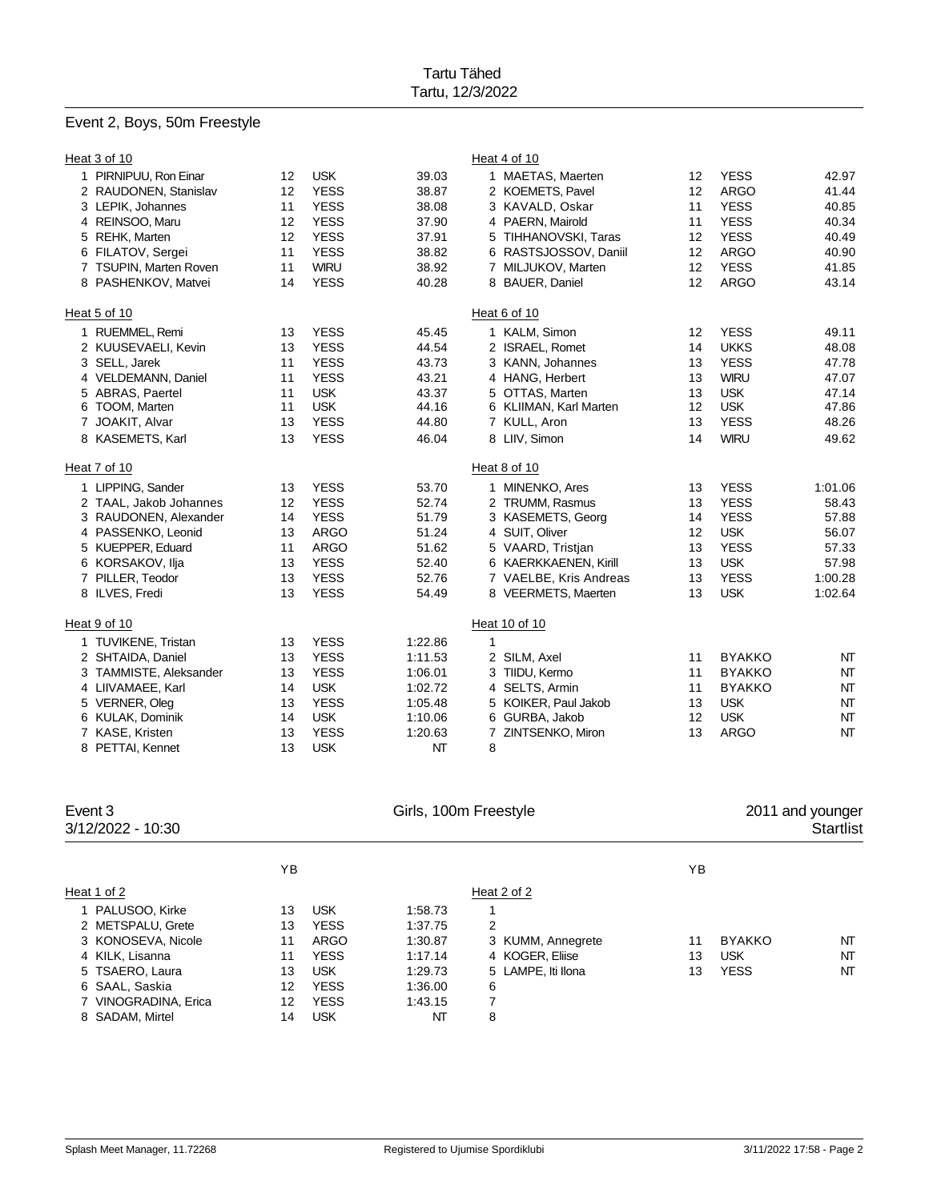# Tartu Tähed

Tartu, 12/3/2022

## Event 2, Boys, 50m Freestyle

### Heat 3 of 10

| Lane | Name | YB | Club | Time |
|---|---|---|---|---|
| 1 | PIRNIPUU, Ron Einar | 12 | USK | 39.03 |
| 2 | RAUDONEN, Stanislav | 12 | YESS | 38.87 |
| 3 | LEPIK, Johannes | 11 | YESS | 38.08 |
| 4 | REINSOO, Maru | 12 | YESS | 37.90 |
| 5 | REHK, Marten | 12 | YESS | 37.91 |
| 6 | FILATOV, Sergei | 11 | YESS | 38.82 |
| 7 | TSUPIN, Marten Roven | 11 | WIRU | 38.92 |
| 8 | PASHENKOV, Matvei | 14 | YESS | 40.28 |

### Heat 4 of 10

| Lane | Name | YB | Club | Time |
|---|---|---|---|---|
| 1 | MAETAS, Maerten | 12 | YESS | 42.97 |
| 2 | KOEMETS, Pavel | 12 | ARGO | 41.44 |
| 3 | KAVALD, Oskar | 11 | YESS | 40.85 |
| 4 | PAERN, Mairold | 11 | YESS | 40.34 |
| 5 | TIHHANOVSKI, Taras | 12 | YESS | 40.49 |
| 6 | RASTSJOSSOV, Daniil | 12 | ARGO | 40.90 |
| 7 | MILJUKOV, Marten | 12 | YESS | 41.85 |
| 8 | BAUER, Daniel | 12 | ARGO | 43.14 |

### Heat 5 of 10

| Lane | Name | YB | Club | Time |
|---|---|---|---|---|
| 1 | RUEMMEL, Remi | 13 | YESS | 45.45 |
| 2 | KUUSEVAELI, Kevin | 13 | YESS | 44.54 |
| 3 | SELL, Jarek | 11 | YESS | 43.73 |
| 4 | VELDEMANN, Daniel | 11 | YESS | 43.21 |
| 5 | ABRAS, Paertel | 11 | USK | 43.37 |
| 6 | TOOM, Marten | 11 | USK | 44.16 |
| 7 | JOAKIT, Alvar | 13 | YESS | 44.80 |
| 8 | KASEMETS, Karl | 13 | YESS | 46.04 |

### Heat 6 of 10

| Lane | Name | YB | Club | Time |
|---|---|---|---|---|
| 1 | KALM, Simon | 12 | YESS | 49.11 |
| 2 | ISRAEL, Romet | 14 | UKKS | 48.08 |
| 3 | KANN, Johannes | 13 | YESS | 47.78 |
| 4 | HANG, Herbert | 13 | WIRU | 47.07 |
| 5 | OTTAS, Marten | 13 | USK | 47.14 |
| 6 | KLIIMAN, Karl Marten | 12 | USK | 47.86 |
| 7 | KULL, Aron | 13 | YESS | 48.26 |
| 8 | LIIV, Simon | 14 | WIRU | 49.62 |

### Heat 7 of 10

| Lane | Name | YB | Club | Time |
|---|---|---|---|---|
| 1 | LIPPING, Sander | 13 | YESS | 53.70 |
| 2 | TAAL, Jakob Johannes | 12 | YESS | 52.74 |
| 3 | RAUDONEN, Alexander | 14 | YESS | 51.79 |
| 4 | PASSENKO, Leonid | 13 | ARGO | 51.24 |
| 5 | KUEPPER, Eduard | 11 | ARGO | 51.62 |
| 6 | KORSAKOV, Ilja | 13 | YESS | 52.40 |
| 7 | PILLER, Teodor | 13 | YESS | 52.76 |
| 8 | ILVES, Fredi | 13 | YESS | 54.49 |

### Heat 8 of 10

| Lane | Name | YB | Club | Time |
|---|---|---|---|---|
| 1 | MINENKO, Ares | 13 | YESS | 1:01.06 |
| 2 | TRUMM, Rasmus | 13 | YESS | 58.43 |
| 3 | KASEMETS, Georg | 14 | YESS | 57.88 |
| 4 | SUIT, Oliver | 12 | USK | 56.07 |
| 5 | VAARD, Tristjan | 13 | YESS | 57.33 |
| 6 | KAERKKAENEN, Kirill | 13 | USK | 57.98 |
| 7 | VAELBE, Kris Andreas | 13 | YESS | 1:00.28 |
| 8 | VEERMETS, Maerten | 13 | USK | 1:02.64 |

### Heat 9 of 10

| Lane | Name | YB | Club | Time |
|---|---|---|---|---|
| 1 | TUVIKENE, Tristan | 13 | YESS | 1:22.86 |
| 2 | SHTAIDA, Daniel | 13 | YESS | 1:11.53 |
| 3 | TAMMISTE, Aleksander | 13 | YESS | 1:06.01 |
| 4 | LIIVAMAEE, Karl | 14 | USK | 1:02.72 |
| 5 | VERNER, Oleg | 13 | YESS | 1:05.48 |
| 6 | KULAK, Dominik | 14 | USK | 1:10.06 |
| 7 | KASE, Kristen | 13 | YESS | 1:20.63 |
| 8 | PETTAI, Kennet | 13 | USK | NT |

### Heat 10 of 10

| Lane | Name | YB | Club | Time |
|---|---|---|---|---|
| 1 | | | | |
| 2 | SILM, Axel | 11 | BYAKKO | NT |
| 3 | TIIDU, Kermo | 11 | BYAKKO | NT |
| 4 | SELTS, Armin | 11 | BYAKKO | NT |
| 5 | KOIKER, Paul Jakob | 13 | USK | NT |
| 6 | GURBA, Jakob | 12 | USK | NT |
| 7 | ZINTSENKO, Miron | 13 | ARGO | NT |
| 8 | | | | |

## Event 3 — Girls, 100m Freestyle — 2011 and younger

3/12/2022 - 10:30 — Startlist

### Heat 1 of 2

| Lane | Name | YB | Club | Time |
|---|---|---|---|---|
| 1 | PALUSOO, Kirke | 13 | USK | 1:58.73 |
| 2 | METSPALU, Grete | 13 | YESS | 1:37.75 |
| 3 | KONOSEVA, Nicole | 11 | ARGO | 1:30.87 |
| 4 | KILK, Lisanna | 11 | YESS | 1:17.14 |
| 5 | TSAERO, Laura | 13 | USK | 1:29.73 |
| 6 | SAAL, Saskia | 12 | YESS | 1:36.00 |
| 7 | VINOGRADINA, Erica | 12 | YESS | 1:43.15 |
| 8 | SADAM, Mirtel | 14 | USK | NT |

### Heat 2 of 2

| Lane | Name | YB | Club | Time |
|---|---|---|---|---|
| 1 | | | | |
| 2 | | | | |
| 3 | KUMM, Annegrete | 11 | BYAKKO | NT |
| 4 | KOGER, Eliise | 13 | USK | NT |
| 5 | LAMPE, Iti Ilona | 13 | YESS | NT |
| 6 | | | | |
| 7 | | | | |
| 8 | | | | |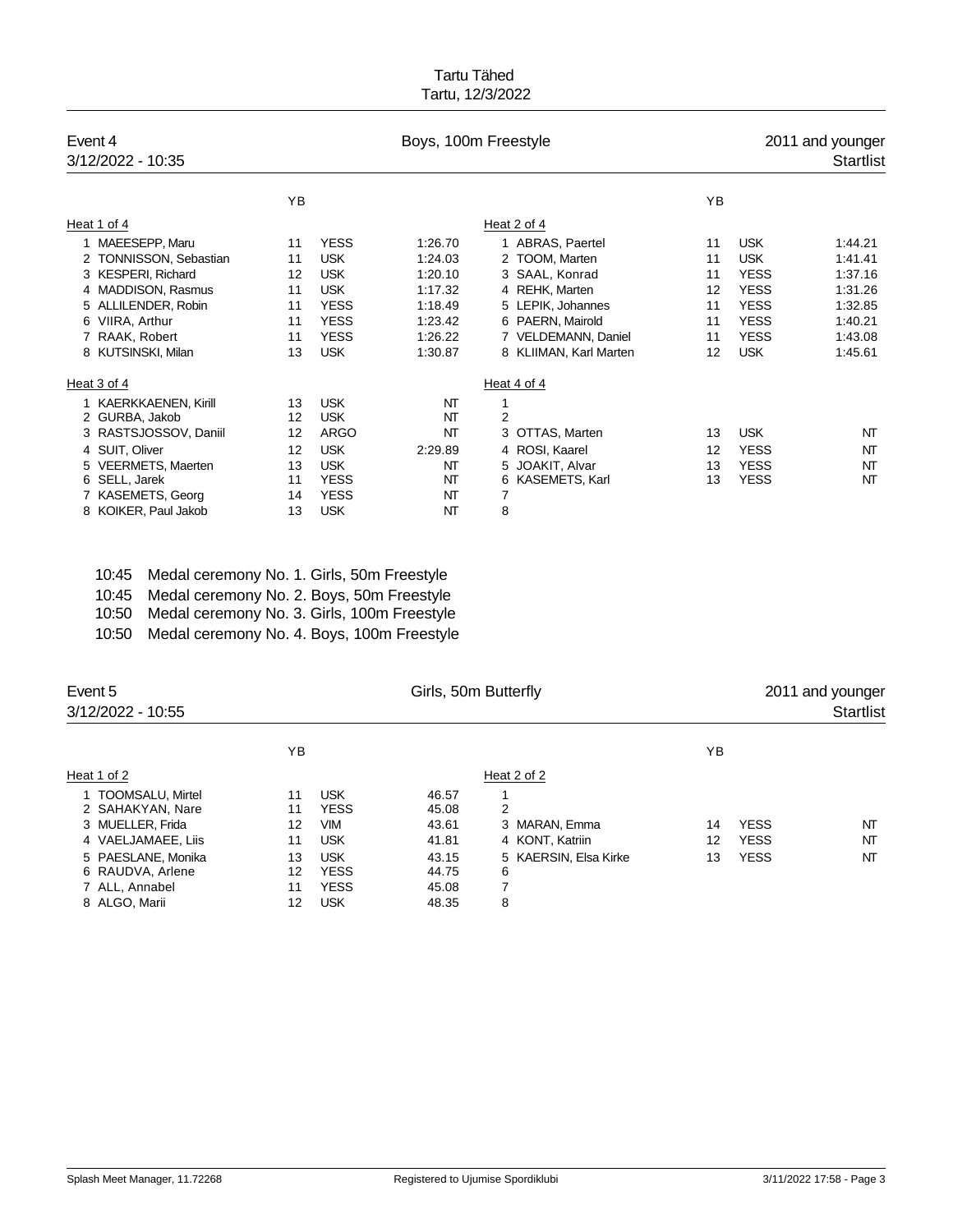Tartu Tähed
Tartu, 12/3/2022

## Event 4 — Boys, 100m Freestyle — 2011 and younger

3/12/2022 - 10:35 — Startlist

**Heat 1 of 4**

| Lane | Name | YB | Club | Time |
|---|---|---|---|---|
| 1 | MAEESEPP, Maru | 11 | YESS | 1:26.70 |
| 2 | TONNISSON, Sebastian | 11 | USK | 1:24.03 |
| 3 | KESPERI, Richard | 12 | USK | 1:20.10 |
| 4 | MADDISON, Rasmus | 11 | USK | 1:17.32 |
| 5 | ALLILENDER, Robin | 11 | YESS | 1:18.49 |
| 6 | VIIRA, Arthur | 11 | YESS | 1:23.42 |
| 7 | RAAK, Robert | 11 | YESS | 1:26.22 |
| 8 | KUTSINSKI, Milan | 13 | USK | 1:30.87 |

**Heat 2 of 4**

| Lane | Name | YB | Club | Time |
|---|---|---|---|---|
| 1 | ABRAS, Paertel | 11 | USK | 1:44.21 |
| 2 | TOOM, Marten | 11 | USK | 1:41.41 |
| 3 | SAAL, Konrad | 11 | YESS | 1:37.16 |
| 4 | REHK, Marten | 12 | YESS | 1:31.26 |
| 5 | LEPIK, Johannes | 11 | YESS | 1:32.85 |
| 6 | PAERN, Mairold | 11 | YESS | 1:40.21 |
| 7 | VELDEMANN, Daniel | 11 | YESS | 1:43.08 |
| 8 | KLIIMAN, Karl Marten | 12 | USK | 1:45.61 |

**Heat 3 of 4**

| Lane | Name | YB | Club | Time |
|---|---|---|---|---|
| 1 | KAERKKAENEN, Kirill | 13 | USK | NT |
| 2 | GURBA, Jakob | 12 | USK | NT |
| 3 | RASTSJOSSOV, Daniil | 12 | ARGO | NT |
| 4 | SUIT, Oliver | 12 | USK | 2:29.89 |
| 5 | VEERMETS, Maerten | 13 | USK | NT |
| 6 | SELL, Jarek | 11 | YESS | NT |
| 7 | KASEMETS, Georg | 14 | YESS | NT |
| 8 | KOIKER, Paul Jakob | 13 | USK | NT |

**Heat 4 of 4**

| Lane | Name | YB | Club | Time |
|---|---|---|---|---|
| 1 | | | | |
| 2 | | | | |
| 3 | OTTAS, Marten | 13 | USK | NT |
| 4 | ROSI, Kaarel | 12 | YESS | NT |
| 5 | JOAKIT, Alvar | 13 | YESS | NT |
| 6 | KASEMETS, Karl | 13 | YESS | NT |
| 7 | | | | |
| 8 | | | | |

10:45 Medal ceremony No. 1. Girls, 50m Freestyle
10:45 Medal ceremony No. 2. Boys, 50m Freestyle
10:50 Medal ceremony No. 3. Girls, 100m Freestyle
10:50 Medal ceremony No. 4. Boys, 100m Freestyle

## Event 5 — Girls, 50m Butterfly — 2011 and younger

3/12/2022 - 10:55 — Startlist

**Heat 1 of 2**

| Lane | Name | YB | Club | Time |
|---|---|---|---|---|
| 1 | TOOMSALU, Mirtel | 11 | USK | 46.57 |
| 2 | SAHAKYAN, Nare | 11 | YESS | 45.08 |
| 3 | MUELLER, Frida | 12 | VIM | 43.61 |
| 4 | VAELJAMAEE, Liis | 11 | USK | 41.81 |
| 5 | PAESLANE, Monika | 13 | USK | 43.15 |
| 6 | RAUDVA, Arlene | 12 | YESS | 44.75 |
| 7 | ALL, Annabel | 11 | YESS | 45.08 |
| 8 | ALGO, Marii | 12 | USK | 48.35 |

**Heat 2 of 2**

| Lane | Name | YB | Club | Time |
|---|---|---|---|---|
| 1 | | | | |
| 2 | | | | |
| 3 | MARAN, Emma | 14 | YESS | NT |
| 4 | KONT, Katriin | 12 | YESS | NT |
| 5 | KAERSIN, Elsa Kirke | 13 | YESS | NT |
| 6 | | | | |
| 7 | | | | |
| 8 | | | | |

Splash Meet Manager, 11.72268 — Registered to Ujumise Spordiklubi — 3/11/2022 17:58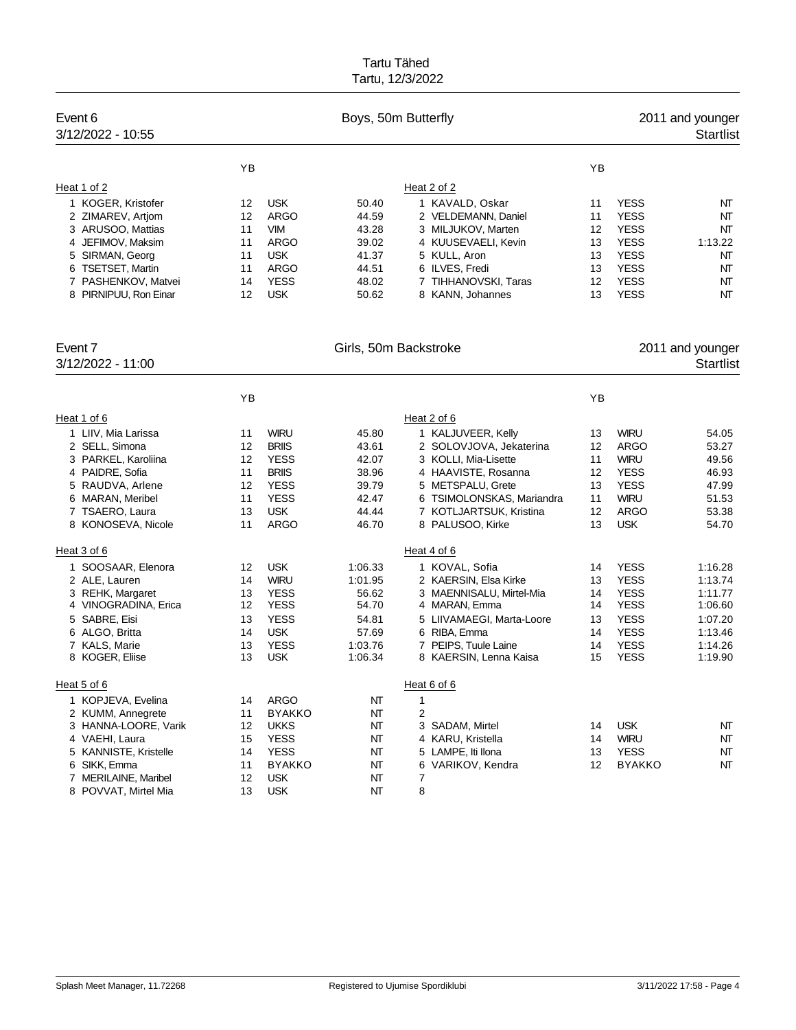Tartu Tähed
Tartu, 12/3/2022

## Event 6 — Boys, 50m Butterfly — 2011 and younger
3/12/2022 - 10:55 — Startlist

**Heat 1 of 2**

| | YB | | |
|---|---|---|---|
| 1 KOGER, Kristofer | 12 | USK | 50.40 |
| 2 ZIMAREV, Artjom | 12 | ARGO | 44.59 |
| 3 ARUSOO, Mattias | 11 | VIM | 43.28 |
| 4 JEFIMOV, Maksim | 11 | ARGO | 39.02 |
| 5 SIRMAN, Georg | 11 | USK | 41.37 |
| 6 TSETSET, Martin | 11 | ARGO | 44.51 |
| 7 PASHENKOV, Matvei | 14 | YESS | 48.02 |
| 8 PIRNIPUU, Ron Einar | 12 | USK | 50.62 |

**Heat 2 of 2**

| | YB | | |
|---|---|---|---|
| 1 KAVALD, Oskar | 11 | YESS | NT |
| 2 VELDEMANN, Daniel | 11 | YESS | NT |
| 3 MILJUKOV, Marten | 12 | YESS | NT |
| 4 KUUSEVAELI, Kevin | 13 | YESS | 1:13.22 |
| 5 KULL, Aron | 13 | YESS | NT |
| 6 ILVES, Fredi | 13 | YESS | NT |
| 7 TIHHANOVSKI, Taras | 12 | YESS | NT |
| 8 KANN, Johannes | 13 | YESS | NT |

## Event 7 — Girls, 50m Backstroke — 2011 and younger
3/12/2022 - 11:00 — Startlist

**Heat 1 of 6**

| | YB | | |
|---|---|---|---|
| 1 LIIV, Mia Larissa | 11 | WIRU | 45.80 |
| 2 SELL, Simona | 12 | BRIIS | 43.61 |
| 3 PARKEL, Karoliina | 12 | YESS | 42.07 |
| 4 PAIDRE, Sofia | 11 | BRIIS | 38.96 |
| 5 RAUDVA, Arlene | 12 | YESS | 39.79 |
| 6 MARAN, Meribel | 11 | YESS | 42.47 |
| 7 TSAERO, Laura | 13 | USK | 44.44 |
| 8 KONOSEVA, Nicole | 11 | ARGO | 46.70 |

**Heat 2 of 6**

| | YB | | |
|---|---|---|---|
| 1 KALJUVEER, Kelly | 13 | WIRU | 54.05 |
| 2 SOLOVJOVA, Jekaterina | 12 | ARGO | 53.27 |
| 3 KOLLI, Mia-Lisette | 11 | WIRU | 49.56 |
| 4 HAAVISTE, Rosanna | 12 | YESS | 46.93 |
| 5 METSPALU, Grete | 13 | YESS | 47.99 |
| 6 TSIMOLONSKAS, Mariandra | 11 | WIRU | 51.53 |
| 7 KOTLJARTSUK, Kristina | 12 | ARGO | 53.38 |
| 8 PALUSOO, Kirke | 13 | USK | 54.70 |

**Heat 3 of 6**

| | YB | | |
|---|---|---|---|
| 1 SOOSAAR, Elenora | 12 | USK | 1:06.33 |
| 2 ALE, Lauren | 14 | WIRU | 1:01.95 |
| 3 REHK, Margaret | 13 | YESS | 56.62 |
| 4 VINOGRADINA, Erica | 12 | YESS | 54.70 |
| 5 SABRE, Eisi | 13 | YESS | 54.81 |
| 6 ALGO, Britta | 14 | USK | 57.69 |
| 7 KALS, Marie | 13 | YESS | 1:03.76 |
| 8 KOGER, Eliise | 13 | USK | 1:06.34 |

**Heat 4 of 6**

| | YB | | |
|---|---|---|---|
| 1 KOVAL, Sofia | 14 | YESS | 1:16.28 |
| 2 KAERSIN, Elsa Kirke | 13 | YESS | 1:13.74 |
| 3 MAENNISALU, Mirtel-Mia | 14 | YESS | 1:11.77 |
| 4 MARAN, Emma | 14 | YESS | 1:06.60 |
| 5 LIIVAMAEGI, Marta-Loore | 13 | YESS | 1:07.20 |
| 6 RIBA, Emma | 14 | YESS | 1:13.46 |
| 7 PEIPS, Tuule Laine | 14 | YESS | 1:14.26 |
| 8 KAERSIN, Lenna Kaisa | 15 | YESS | 1:19.90 |

**Heat 5 of 6**

| | YB | | |
|---|---|---|---|
| 1 KOPJEVA, Evelina | 14 | ARGO | NT |
| 2 KUMM, Annegrete | 11 | BYAKKO | NT |
| 3 HANNA-LOORE, Varik | 12 | UKKS | NT |
| 4 VAEHI, Laura | 15 | YESS | NT |
| 5 KANNISTE, Kristelle | 14 | YESS | NT |
| 6 SIKK, Emma | 11 | BYAKKO | NT |
| 7 MERILAINE, Maribel | 12 | USK | NT |
| 8 POVVAT, Mirtel Mia | 13 | USK | NT |

**Heat 6 of 6**

| | YB | | |
|---|---|---|---|
| 1 | | | |
| 2 | | | |
| 3 SADAM, Mirtel | 14 | USK | NT |
| 4 KARU, Kristella | 14 | WIRU | NT |
| 5 LAMPE, Iti Ilona | 13 | YESS | NT |
| 6 VARIKOV, Kendra | 12 | BYAKKO | NT |
| 7 | | | |
| 8 | | | |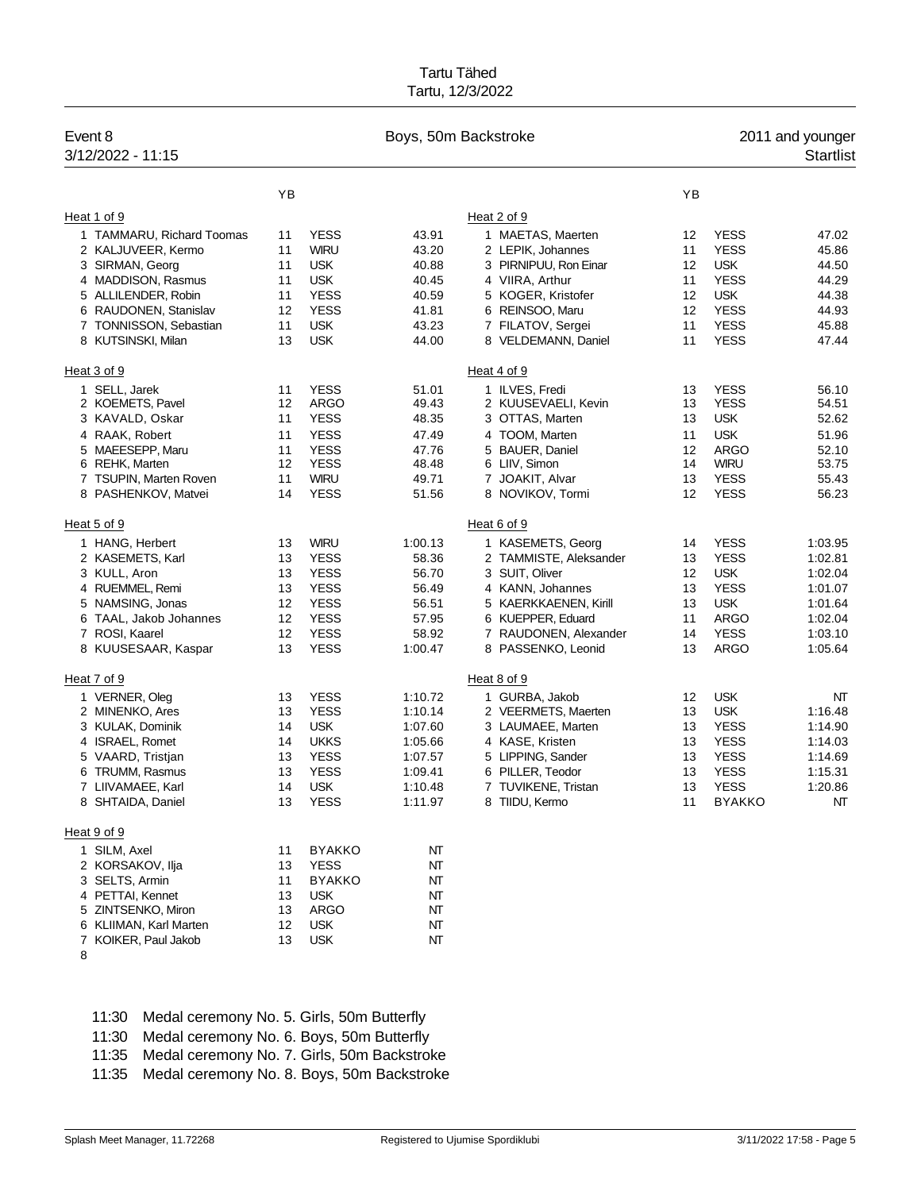Tartu Tähed

Tartu, 12/3/2022

## Event 8 — Boys, 50m Backstroke — 2011 and younger

3/12/2022 - 11:15

Startlist

### Heat 1 of 9

| Lane | Name | YB | Club | Time |
|---|---|---|---|---|
| 1 | TAMMARU, Richard Toomas | 11 | YESS | 43.91 |
| 2 | KALJUVEER, Kermo | 11 | WIRU | 43.20 |
| 3 | SIRMAN, Georg | 11 | USK | 40.88 |
| 4 | MADDISON, Rasmus | 11 | USK | 40.45 |
| 5 | ALLILENDER, Robin | 11 | YESS | 40.59 |
| 6 | RAUDONEN, Stanislav | 12 | YESS | 41.81 |
| 7 | TONNISSON, Sebastian | 11 | USK | 43.23 |
| 8 | KUTSINSKI, Milan | 13 | USK | 44.00 |

### Heat 2 of 9

| Lane | Name | YB | Club | Time |
|---|---|---|---|---|
| 1 | MAETAS, Maerten | 12 | YESS | 47.02 |
| 2 | LEPIK, Johannes | 11 | YESS | 45.86 |
| 3 | PIRNIPUU, Ron Einar | 12 | USK | 44.50 |
| 4 | VIIRA, Arthur | 11 | YESS | 44.29 |
| 5 | KOGER, Kristofer | 12 | USK | 44.38 |
| 6 | REINSOO, Maru | 12 | YESS | 44.93 |
| 7 | FILATOV, Sergei | 11 | YESS | 45.88 |
| 8 | VELDEMANN, Daniel | 11 | YESS | 47.44 |

### Heat 3 of 9

| Lane | Name | YB | Club | Time |
|---|---|---|---|---|
| 1 | SELL, Jarek | 11 | YESS | 51.01 |
| 2 | KOEMETS, Pavel | 12 | ARGO | 49.43 |
| 3 | KAVALD, Oskar | 11 | YESS | 48.35 |
| 4 | RAAK, Robert | 11 | YESS | 47.49 |
| 5 | MAEESEPP, Maru | 11 | YESS | 47.76 |
| 6 | REHK, Marten | 12 | YESS | 48.48 |
| 7 | TSUPIN, Marten Roven | 11 | WIRU | 49.71 |
| 8 | PASHENKOV, Matvei | 14 | YESS | 51.56 |

### Heat 4 of 9

| Lane | Name | YB | Club | Time |
|---|---|---|---|---|
| 1 | ILVES, Fredi | 13 | YESS | 56.10 |
| 2 | KUUSEVAELI, Kevin | 13 | YESS | 54.51 |
| 3 | OTTAS, Marten | 13 | USK | 52.62 |
| 4 | TOOM, Marten | 11 | USK | 51.96 |
| 5 | BAUER, Daniel | 12 | ARGO | 52.10 |
| 6 | LIIV, Simon | 14 | WIRU | 53.75 |
| 7 | JOAKIT, Alvar | 13 | YESS | 55.43 |
| 8 | NOVIKOV, Tormi | 12 | YESS | 56.23 |

### Heat 5 of 9

| Lane | Name | YB | Club | Time |
|---|---|---|---|---|
| 1 | HANG, Herbert | 13 | WIRU | 1:00.13 |
| 2 | KASEMETS, Karl | 13 | YESS | 58.36 |
| 3 | KULL, Aron | 13 | YESS | 56.70 |
| 4 | RUEMMEL, Remi | 13 | YESS | 56.49 |
| 5 | NAMSING, Jonas | 12 | YESS | 56.51 |
| 6 | TAAL, Jakob Johannes | 12 | YESS | 57.95 |
| 7 | ROSI, Kaarel | 12 | YESS | 58.92 |
| 8 | KUUSESAAR, Kaspar | 13 | YESS | 1:00.47 |

### Heat 6 of 9

| Lane | Name | YB | Club | Time |
|---|---|---|---|---|
| 1 | KASEMETS, Georg | 14 | YESS | 1:03.95 |
| 2 | TAMMISTE, Aleksander | 13 | YESS | 1:02.81 |
| 3 | SUIT, Oliver | 12 | USK | 1:02.04 |
| 4 | KANN, Johannes | 13 | YESS | 1:01.07 |
| 5 | KAERKKAENEN, Kirill | 13 | USK | 1:01.64 |
| 6 | KUEPPER, Eduard | 11 | ARGO | 1:02.04 |
| 7 | RAUDONEN, Alexander | 14 | YESS | 1:03.10 |
| 8 | PASSENKO, Leonid | 13 | ARGO | 1:05.64 |

### Heat 7 of 9

| Lane | Name | YB | Club | Time |
|---|---|---|---|---|
| 1 | VERNER, Oleg | 13 | YESS | 1:10.72 |
| 2 | MINENKO, Ares | 13 | YESS | 1:10.14 |
| 3 | KULAK, Dominik | 14 | USK | 1:07.60 |
| 4 | ISRAEL, Romet | 14 | UKKS | 1:05.66 |
| 5 | VAARD, Tristjan | 13 | YESS | 1:07.57 |
| 6 | TRUMM, Rasmus | 13 | YESS | 1:09.41 |
| 7 | LIIVAMAEE, Karl | 14 | USK | 1:10.48 |
| 8 | SHTAIDA, Daniel | 13 | YESS | 1:11.97 |

### Heat 8 of 9

| Lane | Name | YB | Club | Time |
|---|---|---|---|---|
| 1 | GURBA, Jakob | 12 | USK | NT |
| 2 | VEERMETS, Maerten | 13 | USK | 1:16.48 |
| 3 | LAUMAEE, Marten | 13 | YESS | 1:14.90 |
| 4 | KASE, Kristen | 13 | YESS | 1:14.03 |
| 5 | LIPPING, Sander | 13 | YESS | 1:14.69 |
| 6 | PILLER, Teodor | 13 | YESS | 1:15.31 |
| 7 | TUVIKENE, Tristan | 13 | YESS | 1:20.86 |
| 8 | TIIDU, Kermo | 11 | BYAKKO | NT |

### Heat 9 of 9

| Lane | Name | YB | Club | Time |
|---|---|---|---|---|
| 1 | SILM, Axel | 11 | BYAKKO | NT |
| 2 | KORSAKOV, Ilja | 13 | YESS | NT |
| 3 | SELTS, Armin | 11 | BYAKKO | NT |
| 4 | PETTAI, Kennet | 13 | USK | NT |
| 5 | ZINTSENKO, Miron | 13 | ARGO | NT |
| 6 | KLIIMAN, Karl Marten | 12 | USK | NT |
| 7 | KOIKER, Paul Jakob | 13 | USK | NT |
| 8 | | | | |

- 11:30 Medal ceremony No. 5. Girls, 50m Butterfly
- 11:30 Medal ceremony No. 6. Boys, 50m Butterfly
- 11:35 Medal ceremony No. 7. Girls, 50m Backstroke
- 11:35 Medal ceremony No. 8. Boys, 50m Backstroke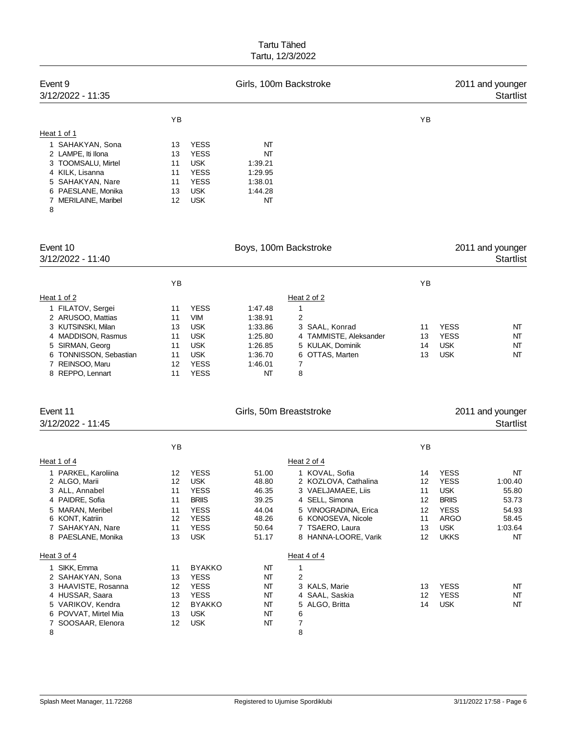Tartu Tähed
Tartu, 12/3/2022

## Event 9 — Girls, 100m Backstroke — 2011 and younger
3/12/2022 - 11:35 — Startlist

**Heat 1 of 1**

| Lane | Name | YB | Club | Entry time |
|---|---|---|---|---|
| 1 | SAHAKYAN, Sona | 13 | YESS | NT |
| 2 | LAMPE, Iti Ilona | 13 | YESS | NT |
| 3 | TOOMSALU, Mirtel | 11 | USK | 1:39.21 |
| 4 | KILK, Lisanna | 11 | YESS | 1:29.95 |
| 5 | SAHAKYAN, Nare | 11 | YESS | 1:38.01 |
| 6 | PAESLANE, Monika | 13 | USK | 1:44.28 |
| 7 | MERILAINE, Maribel | 12 | USK | NT |
| 8 | | | | |

## Event 10 — Boys, 100m Backstroke — 2011 and younger
3/12/2022 - 11:40 — Startlist

**Heat 1 of 2**

| Lane | Name | YB | Club | Entry time |
|---|---|---|---|---|
| 1 | FILATOV, Sergei | 11 | YESS | 1:47.48 |
| 2 | ARUSOO, Mattias | 11 | VIM | 1:38.91 |
| 3 | KUTSINSKI, Milan | 13 | USK | 1:33.86 |
| 4 | MADDISON, Rasmus | 11 | USK | 1:25.80 |
| 5 | SIRMAN, Georg | 11 | USK | 1:26.85 |
| 6 | TONNISSON, Sebastian | 11 | USK | 1:36.70 |
| 7 | REINSOO, Maru | 12 | YESS | 1:46.01 |
| 8 | REPPO, Lennart | 11 | YESS | NT |

**Heat 2 of 2**

| Lane | Name | YB | Club | Entry time |
|---|---|---|---|---|
| 1 | | | | |
| 2 | | | | |
| 3 | SAAL, Konrad | 11 | YESS | NT |
| 4 | TAMMISTE, Aleksander | 13 | YESS | NT |
| 5 | KULAK, Dominik | 14 | USK | NT |
| 6 | OTTAS, Marten | 13 | USK | NT |
| 7 | | | | |
| 8 | | | | |

## Event 11 — Girls, 50m Breaststroke — 2011 and younger
3/12/2022 - 11:45 — Startlist

**Heat 1 of 4**

| Lane | Name | YB | Club | Entry time |
|---|---|---|---|---|
| 1 | PARKEL, Karoliina | 12 | YESS | 51.00 |
| 2 | ALGO, Marii | 12 | USK | 48.80 |
| 3 | ALL, Annabel | 11 | YESS | 46.35 |
| 4 | PAIDRE, Sofia | 11 | BRIIS | 39.25 |
| 5 | MARAN, Meribel | 11 | YESS | 44.04 |
| 6 | KONT, Katriin | 12 | YESS | 48.26 |
| 7 | SAHAKYAN, Nare | 11 | YESS | 50.64 |
| 8 | PAESLANE, Monika | 13 | USK | 51.17 |

**Heat 2 of 4**

| Lane | Name | YB | Club | Entry time |
|---|---|---|---|---|
| 1 | KOVAL, Sofia | 14 | YESS | NT |
| 2 | KOZLOVA, Cathalina | 12 | YESS | 1:00.40 |
| 3 | VAELJAMAEE, Liis | 11 | USK | 55.80 |
| 4 | SELL, Simona | 12 | BRIIS | 53.73 |
| 5 | VINOGRADINA, Erica | 12 | YESS | 54.93 |
| 6 | KONOSEVA, Nicole | 11 | ARGO | 58.45 |
| 7 | TSAERO, Laura | 13 | USK | 1:03.64 |
| 8 | HANNA-LOORE, Varik | 12 | UKKS | NT |

**Heat 3 of 4**

| Lane | Name | YB | Club | Entry time |
|---|---|---|---|---|
| 1 | SIKK, Emma | 11 | BYAKKO | NT |
| 2 | SAHAKYAN, Sona | 13 | YESS | NT |
| 3 | HAAVISTE, Rosanna | 12 | YESS | NT |
| 4 | HUSSAR, Saara | 13 | YESS | NT |
| 5 | VARIKOV, Kendra | 12 | BYAKKO | NT |
| 6 | POVVAT, Mirtel Mia | 13 | USK | NT |
| 7 | SOOSAAR, Elenora | 12 | USK | NT |
| 8 | | | | |

**Heat 4 of 4**

| Lane | Name | YB | Club | Entry time |
|---|---|---|---|---|
| 1 | | | | |
| 2 | | | | |
| 3 | KALS, Marie | 13 | YESS | NT |
| 4 | SAAL, Saskia | 12 | YESS | NT |
| 5 | ALGO, Britta | 14 | USK | NT |
| 6 | | | | |
| 7 | | | | |
| 8 | | | | |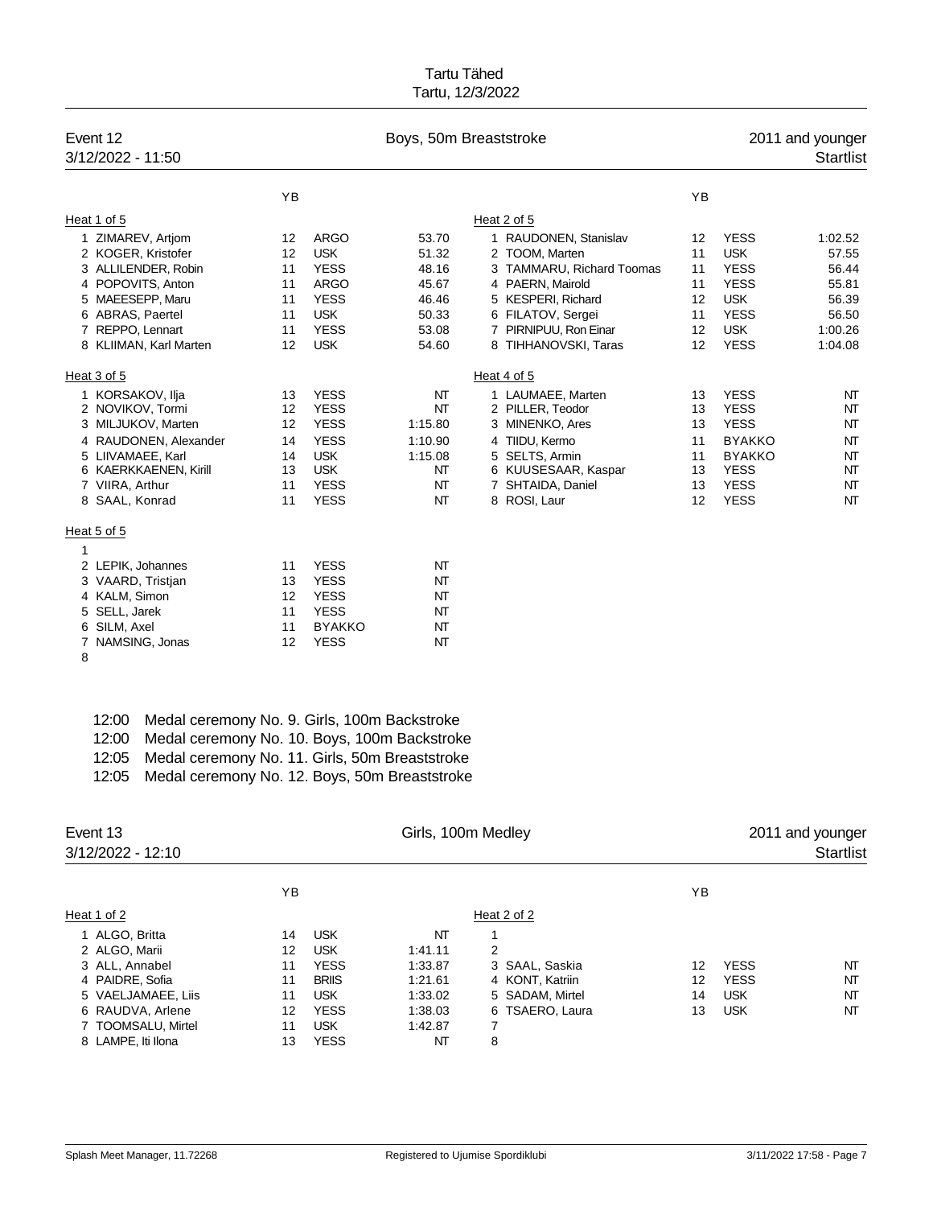# Tartu Tähed
Tartu, 12/3/2022

## Event 12 — Boys, 50m Breaststroke — 2011 and younger

3/12/2022 - 11:50 — Startlist

### Heat 1 of 5

| Lane | Name | YB | Club | Time |
|---|---|---|---|---|
| 1 | ZIMAREV, Artjom | 12 | ARGO | 53.70 |
| 2 | KOGER, Kristofer | 12 | USK | 51.32 |
| 3 | ALLILENDER, Robin | 11 | YESS | 48.16 |
| 4 | POPOVITS, Anton | 11 | ARGO | 45.67 |
| 5 | MAEESEPP, Maru | 11 | YESS | 46.46 |
| 6 | ABRAS, Paertel | 11 | USK | 50.33 |
| 7 | REPPO, Lennart | 11 | YESS | 53.08 |
| 8 | KLIIMAN, Karl Marten | 12 | USK | 54.60 |

### Heat 2 of 5

| Lane | Name | YB | Club | Time |
|---|---|---|---|---|
| 1 | RAUDONEN, Stanislav | 12 | YESS | 1:02.52 |
| 2 | TOOM, Marten | 11 | USK | 57.55 |
| 3 | TAMMARU, Richard Toomas | 11 | YESS | 56.44 |
| 4 | PAERN, Mairold | 11 | YESS | 55.81 |
| 5 | KESPERI, Richard | 12 | USK | 56.39 |
| 6 | FILATOV, Sergei | 11 | YESS | 56.50 |
| 7 | PIRNIPUU, Ron Einar | 12 | USK | 1:00.26 |
| 8 | TIHHANOVSKI, Taras | 12 | YESS | 1:04.08 |

### Heat 3 of 5

| Lane | Name | YB | Club | Time |
|---|---|---|---|---|
| 1 | KORSAKOV, Ilja | 13 | YESS | NT |
| 2 | NOVIKOV, Tormi | 12 | YESS | NT |
| 3 | MILJUKOV, Marten | 12 | YESS | 1:15.80 |
| 4 | RAUDONEN, Alexander | 14 | YESS | 1:10.90 |
| 5 | LIIVAMAEE, Karl | 14 | USK | 1:15.08 |
| 6 | KAERKKAENEN, Kirill | 13 | USK | NT |
| 7 | VIIRA, Arthur | 11 | YESS | NT |
| 8 | SAAL, Konrad | 11 | YESS | NT |

### Heat 4 of 5

| Lane | Name | YB | Club | Time |
|---|---|---|---|---|
| 1 | LAUMAEE, Marten | 13 | YESS | NT |
| 2 | PILLER, Teodor | 13 | YESS | NT |
| 3 | MINENKO, Ares | 13 | YESS | NT |
| 4 | TIIDU, Kermo | 11 | BYAKKO | NT |
| 5 | SELTS, Armin | 11 | BYAKKO | NT |
| 6 | KUUSESAAR, Kaspar | 13 | YESS | NT |
| 7 | SHTAIDA, Daniel | 13 | YESS | NT |
| 8 | ROSI, Laur | 12 | YESS | NT |

### Heat 5 of 5

| Lane | Name | YB | Club | Time |
|---|---|---|---|---|
| 1 | | | | |
| 2 | LEPIK, Johannes | 11 | YESS | NT |
| 3 | VAARD, Tristjan | 13 | YESS | NT |
| 4 | KALM, Simon | 12 | YESS | NT |
| 5 | SELL, Jarek | 11 | YESS | NT |
| 6 | SILM, Axel | 11 | BYAKKO | NT |
| 7 | NAMSING, Jonas | 12 | YESS | NT |
| 8 | | | | |

12:00 Medal ceremony No. 9. Girls, 100m Backstroke
12:00 Medal ceremony No. 10. Boys, 100m Backstroke
12:05 Medal ceremony No. 11. Girls, 50m Breaststroke
12:05 Medal ceremony No. 12. Boys, 50m Breaststroke

## Event 13 — Girls, 100m Medley — 2011 and younger

3/12/2022 - 12:10 — Startlist

### Heat 1 of 2

| Lane | Name | YB | Club | Time |
|---|---|---|---|---|
| 1 | ALGO, Britta | 14 | USK | NT |
| 2 | ALGO, Marii | 12 | USK | 1:41.11 |
| 3 | ALL, Annabel | 11 | YESS | 1:33.87 |
| 4 | PAIDRE, Sofia | 11 | BRIIS | 1:21.61 |
| 5 | VAELJAMAEE, Liis | 11 | USK | 1:33.02 |
| 6 | RAUDVA, Arlene | 12 | YESS | 1:38.03 |
| 7 | TOOMSALU, Mirtel | 11 | USK | 1:42.87 |
| 8 | LAMPE, Iti Ilona | 13 | YESS | NT |

### Heat 2 of 2

| Lane | Name | YB | Club | Time |
|---|---|---|---|---|
| 1 | | | | |
| 2 | | | | |
| 3 | SAAL, Saskia | 12 | YESS | NT |
| 4 | KONT, Katriin | 12 | YESS | NT |
| 5 | SADAM, Mirtel | 14 | USK | NT |
| 6 | TSAERO, Laura | 13 | USK | NT |
| 7 | | | | |
| 8 | | | | |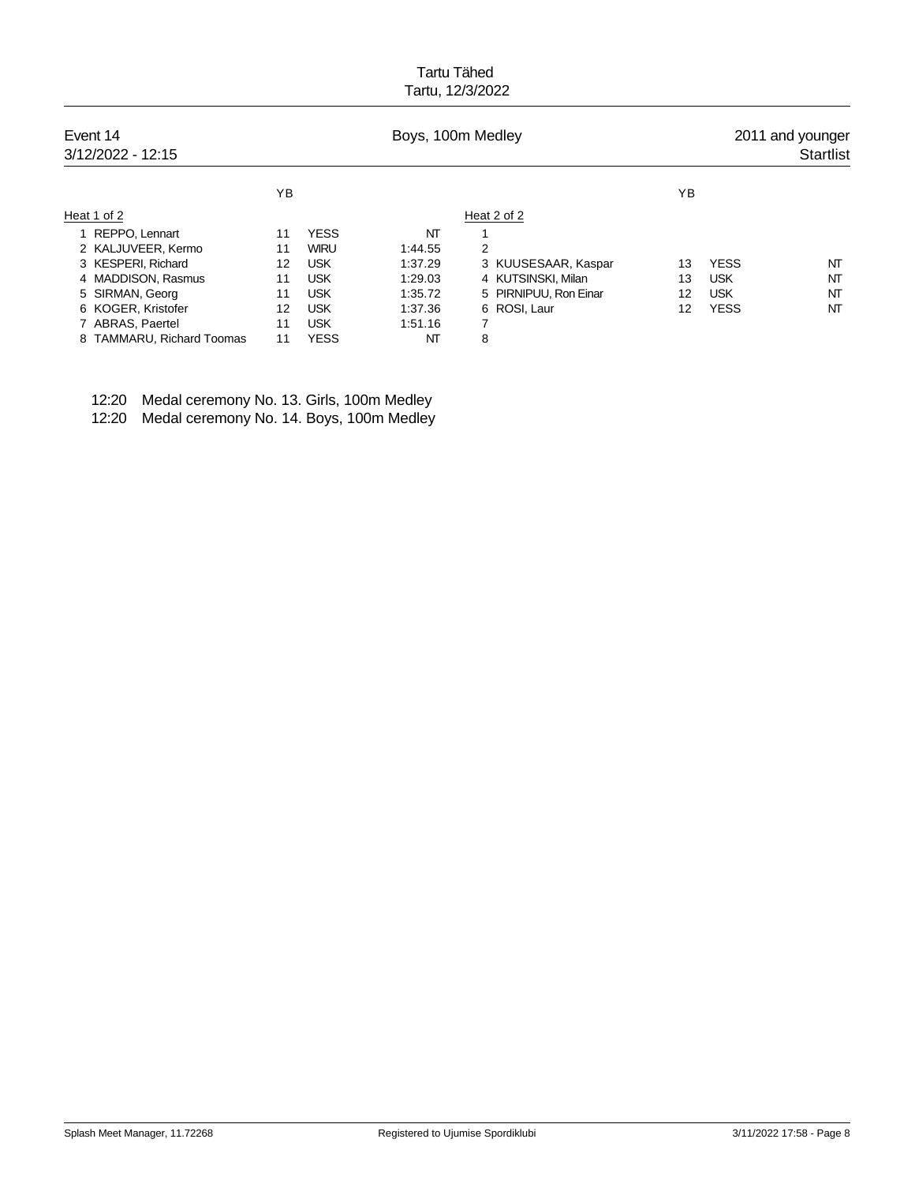Tartu Tähed
Tartu, 12/3/2022

Event 14 — Boys, 100m Medley — 2011 and younger
3/12/2022 - 12:15 — Startlist

Heat 1 of 2

| | | YB | | |
|---|---|---|---|---|
| 1 | REPPO, Lennart | 11 | YESS | NT |
| 2 | KALJUVEER, Kermo | 11 | WIRU | 1:44.55 |
| 3 | KESPERI, Richard | 12 | USK | 1:37.29 |
| 4 | MADDISON, Rasmus | 11 | USK | 1:29.03 |
| 5 | SIRMAN, Georg | 11 | USK | 1:35.72 |
| 6 | KOGER, Kristofer | 12 | USK | 1:37.36 |
| 7 | ABRAS, Paertel | 11 | USK | 1:51.16 |
| 8 | TAMMARU, Richard Toomas | 11 | YESS | NT |

Heat 2 of 2

| | | YB | | |
|---|---|---|---|---|
| 1 | | | | |
| 2 | | | | |
| 3 | KUUSESAAR, Kaspar | 13 | YESS | NT |
| 4 | KUTSINSKI, Milan | 13 | USK | NT |
| 5 | PIRNIPUU, Ron Einar | 12 | USK | NT |
| 6 | ROSI, Laur | 12 | YESS | NT |
| 7 | | | | |
| 8 | | | | |

12:20 Medal ceremony No. 13. Girls, 100m Medley
12:20 Medal ceremony No. 14. Boys, 100m Medley